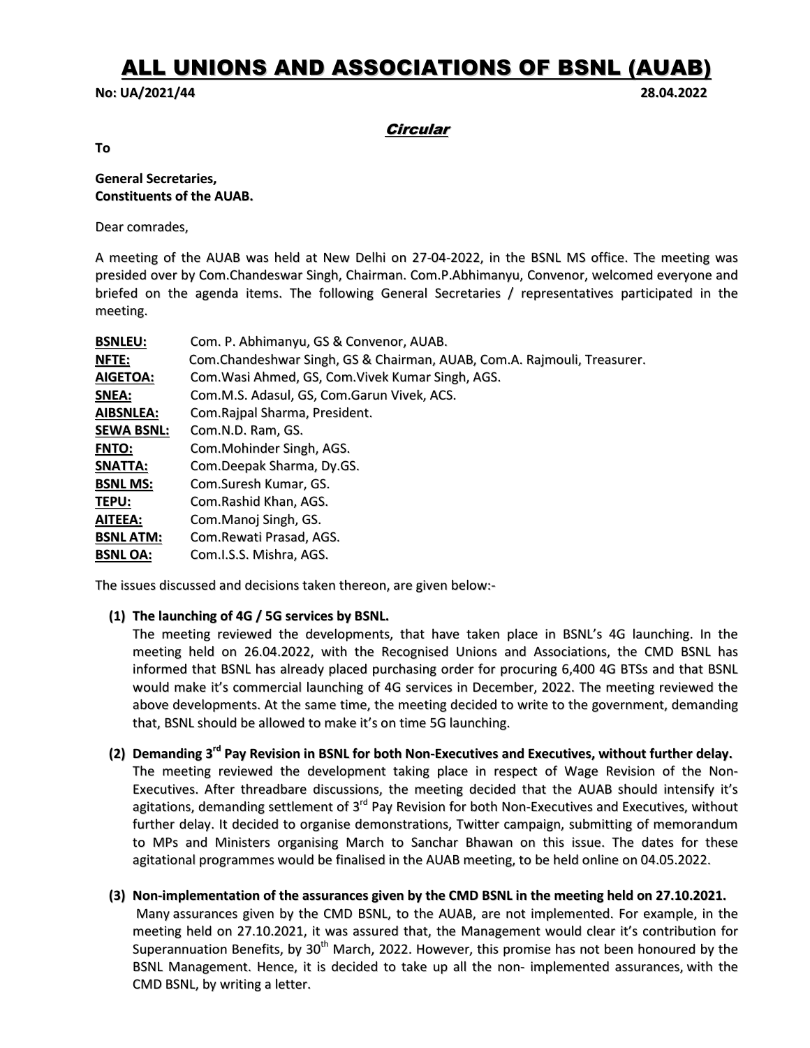# ALL UNIONS AND ASSOCIATIONS OF BSNL (AUAB)

**No: UA/2021/44** **28.04.2022**

***Circular***

**To**

**General Secretaries,**
**Constituents of the AUAB.**

Dear comrades,

A meeting of the AUAB was held at New Delhi on 27-04-2022, in the BSNL MS office. The meeting was presided over by Com.Chandeswar Singh, Chairman. Com.P.Abhimanyu, Convenor, welcomed everyone and briefed on the agenda items. The following General Secretaries / representatives participated in the meeting.

| | |
|---|---|
| **BSNLEU:** | Com. P. Abhimanyu, GS & Convenor, AUAB. |
| **NFTE:** | Com.Chandeshwar Singh, GS & Chairman, AUAB, Com.A. Rajmouli, Treasurer. |
| **AIGETOA:** | Com.Wasi Ahmed, GS, Com.Vivek Kumar Singh, AGS. |
| **SNEA:** | Com.M.S. Adasul, GS, Com.Garun Vivek, ACS. |
| **AIBSNLEA:** | Com.Rajpal Sharma, President. |
| **SEWA BSNL:** | Com.N.D. Ram, GS. |
| **FNTO:** | Com.Mohinder Singh, AGS. |
| **SNATTA:** | Com.Deepak Sharma, Dy.GS. |
| **BSNL MS:** | Com.Suresh Kumar, GS. |
| **TEPU:** | Com.Rashid Khan, AGS. |
| **AITEEA:** | Com.Manoj Singh, GS. |
| **BSNL ATM:** | Com.Rewati Prasad, AGS. |
| **BSNL OA:** | Com.I.S.S. Mishra, AGS. |

The issues discussed and decisions taken thereon, are given below:-

**(1) The launching of 4G / 5G services by BSNL.**
The meeting reviewed the developments, that have taken place in BSNL's 4G launching. In the meeting held on 26.04.2022, with the Recognised Unions and Associations, the CMD BSNL has informed that BSNL has already placed purchasing order for procuring 6,400 4G BTSs and that BSNL would make it's commercial launching of 4G services in December, 2022. The meeting reviewed the above developments. At the same time, the meeting decided to write to the government, demanding that, BSNL should be allowed to make it's on time 5G launching.

**(2) Demanding 3rd Pay Revision in BSNL for both Non-Executives and Executives, without further delay.**
The meeting reviewed the development taking place in respect of Wage Revision of the Non-Executives. After threadbare discussions, the meeting decided that the AUAB should intensify it's agitations, demanding settlement of 3rd Pay Revision for both Non-Executives and Executives, without further delay. It decided to organise demonstrations, Twitter campaign, submitting of memorandum to MPs and Ministers organising March to Sanchar Bhawan on this issue. The dates for these agitational programmes would be finalised in the AUAB meeting, to be held online on 04.05.2022.

**(3) Non-implementation of the assurances given by the CMD BSNL in the meeting held on 27.10.2021.**
Many assurances given by the CMD BSNL, to the AUAB, are not implemented. For example, in the meeting held on 27.10.2021, it was assured that, the Management would clear it's contribution for Superannuation Benefits, by 30th March, 2022. However, this promise has not been honoured by the BSNL Management. Hence, it is decided to take up all the non- implemented assurances, with the CMD BSNL, by writing a letter.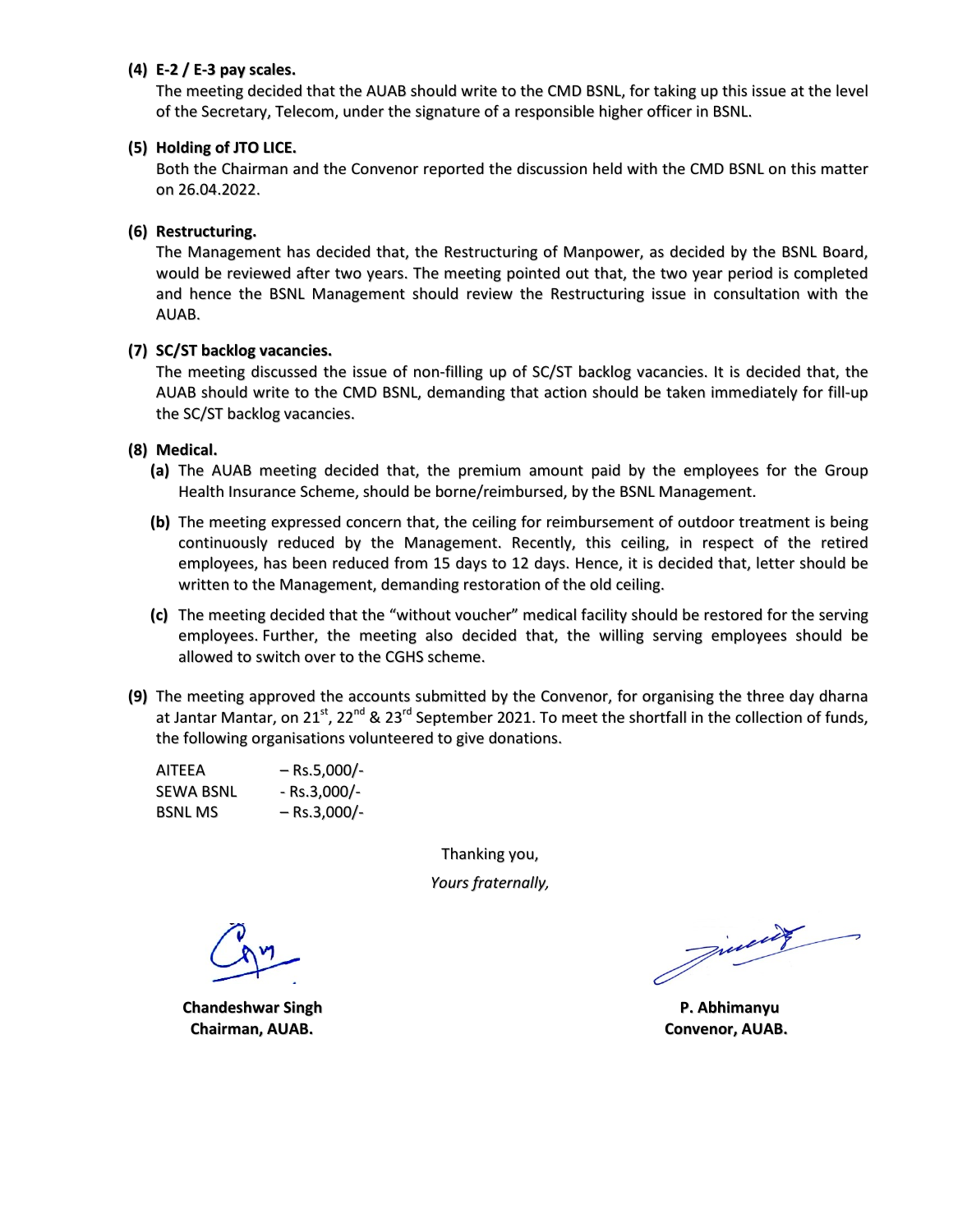**(4) E-2 / E-3 pay scales.**

The meeting decided that the AUAB should write to the CMD BSNL, for taking up this issue at the level of the Secretary, Telecom, under the signature of a responsible higher officer in BSNL.

**(5) Holding of JTO LICE.**

Both the Chairman and the Convenor reported the discussion held with the CMD BSNL on this matter on 26.04.2022.

**(6) Restructuring.**

The Management has decided that, the Restructuring of Manpower, as decided by the BSNL Board, would be reviewed after two years. The meeting pointed out that, the two year period is completed and hence the BSNL Management should review the Restructuring issue in consultation with the AUAB.

**(7) SC/ST backlog vacancies.**

The meeting discussed the issue of non-filling up of SC/ST backlog vacancies. It is decided that, the AUAB should write to the CMD BSNL, demanding that action should be taken immediately for fill-up the SC/ST backlog vacancies.

**(8) Medical.**

**(a)** The AUAB meeting decided that, the premium amount paid by the employees for the Group Health Insurance Scheme, should be borne/reimbursed, by the BSNL Management.

**(b)** The meeting expressed concern that, the ceiling for reimbursement of outdoor treatment is being continuously reduced by the Management. Recently, this ceiling, in respect of the retired employees, has been reduced from 15 days to 12 days. Hence, it is decided that, letter should be written to the Management, demanding restoration of the old ceiling.

**(c)** The meeting decided that the "without voucher" medical facility should be restored for the serving employees. Further, the meeting also decided that, the willing serving employees should be allowed to switch over to the CGHS scheme.

**(9)** The meeting approved the accounts submitted by the Convenor, for organising the three day dharna at Jantar Mantar, on 21st, 22nd & 23rd September 2021. To meet the shortfall in the collection of funds, the following organisations volunteered to give donations.

| | |
|---|---|
| AITEEA | – Rs.5,000/- |
| SEWA BSNL | - Rs.3,000/- |
| BSNL MS | – Rs.3,000/- |

Thanking you,

*Yours fraternally,*

**Chandeshwar Singh**
**Chairman, AUAB.**

**P. Abhimanyu**
**Convenor, AUAB.**